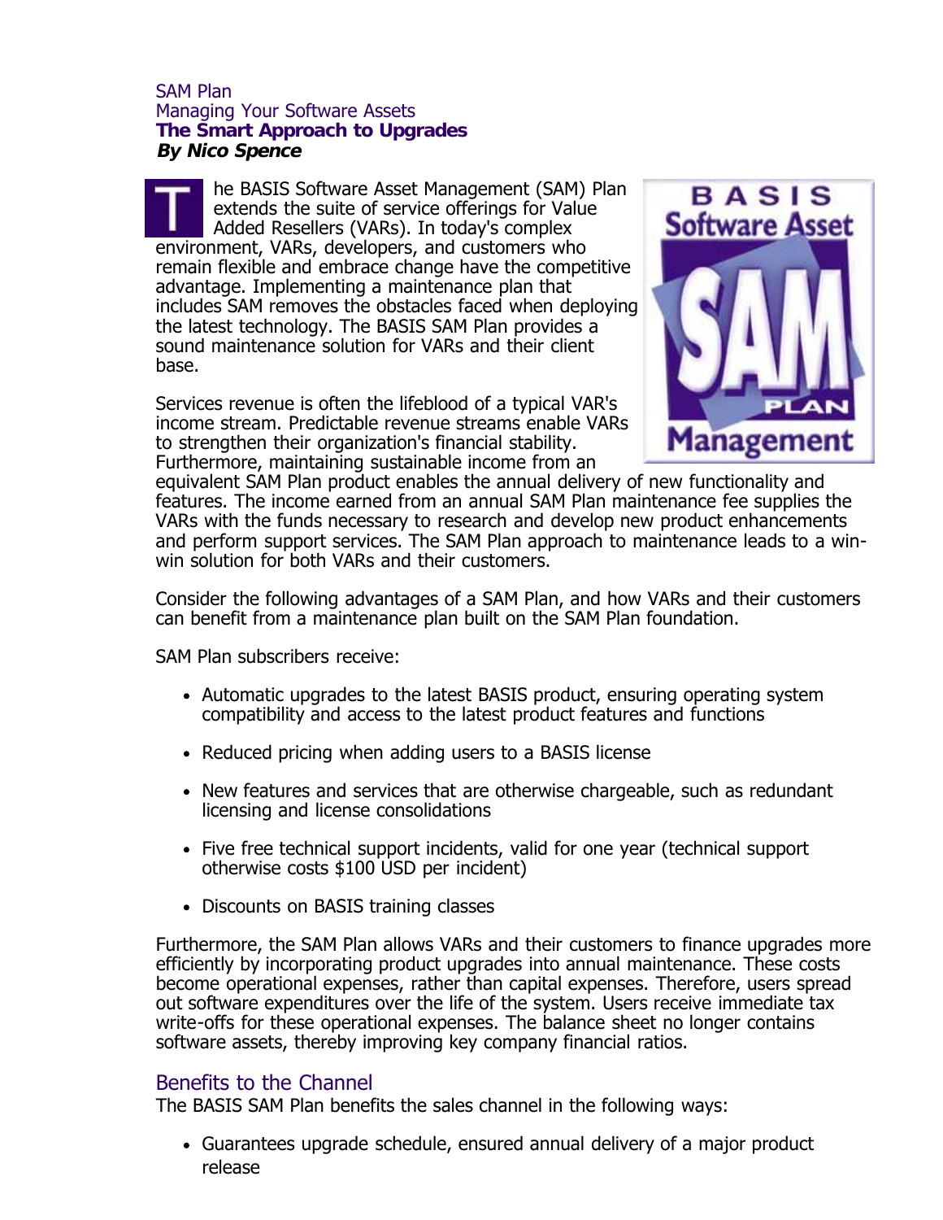SAM Plan

Managing Your Software Assets

**The Smart Approach to Upgrades**

***By Nico Spence***

The BASIS Software Asset Management (SAM) Plan extends the suite of service offerings for Value Added Resellers (VARs). In today's complex environment, VARs, developers, and customers who remain flexible and embrace change have the competitive advantage. Implementing a maintenance plan that includes SAM removes the obstacles faced when deploying the latest technology. The BASIS SAM Plan provides a sound maintenance solution for VARs and their client base.

Services revenue is often the lifeblood of a typical VAR's income stream. Predictable revenue streams enable VARs to strengthen their organization's financial stability. Furthermore, maintaining sustainable income from an equivalent SAM Plan product enables the annual delivery of new functionality and features. The income earned from an annual SAM Plan maintenance fee supplies the VARs with the funds necessary to research and develop new product enhancements and perform support services. The SAM Plan approach to maintenance leads to a win-win solution for both VARs and their customers.

Consider the following advantages of a SAM Plan, and how VARs and their customers can benefit from a maintenance plan built on the SAM Plan foundation.

SAM Plan subscribers receive:

- Automatic upgrades to the latest BASIS product, ensuring operating system compatibility and access to the latest product features and functions
- Reduced pricing when adding users to a BASIS license
- New features and services that are otherwise chargeable, such as redundant licensing and license consolidations
- Five free technical support incidents, valid for one year (technical support otherwise costs $100 USD per incident)
- Discounts on BASIS training classes

Furthermore, the SAM Plan allows VARs and their customers to finance upgrades more efficiently by incorporating product upgrades into annual maintenance. These costs become operational expenses, rather than capital expenses. Therefore, users spread out software expenditures over the life of the system. Users receive immediate tax write-offs for these operational expenses. The balance sheet no longer contains software assets, thereby improving key company financial ratios.

## Benefits to the Channel

The BASIS SAM Plan benefits the sales channel in the following ways:

- Guarantees upgrade schedule, ensured annual delivery of a major product release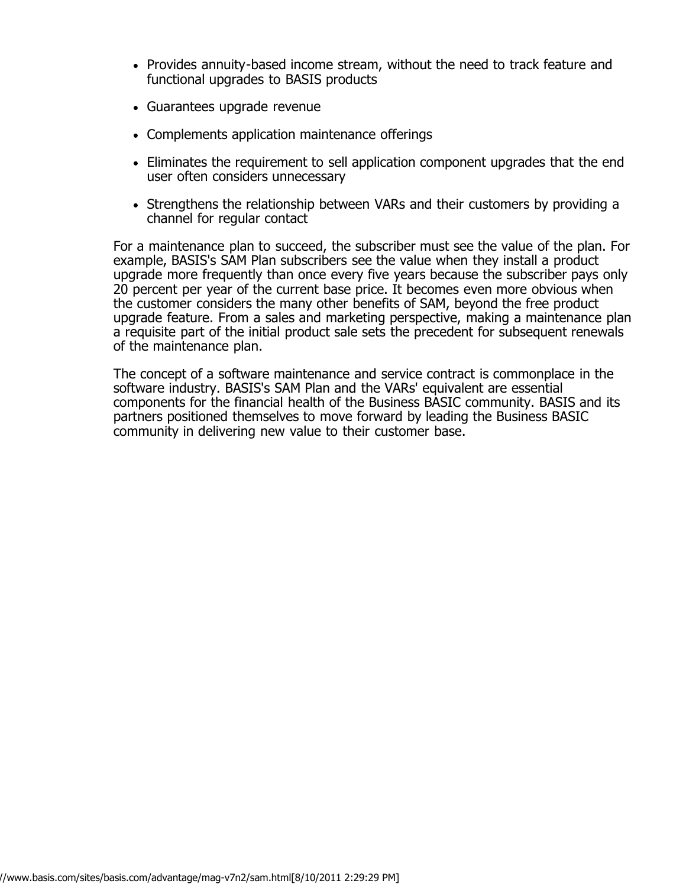- Provides annuity-based income stream, without the need to track feature and functional upgrades to BASIS products
- Guarantees upgrade revenue
- Complements application maintenance offerings
- Eliminates the requirement to sell application component upgrades that the end user often considers unnecessary
- Strengthens the relationship between VARs and their customers by providing a channel for regular contact

For a maintenance plan to succeed, the subscriber must see the value of the plan. For example, BASIS's SAM Plan subscribers see the value when they install a product upgrade more frequently than once every five years because the subscriber pays only 20 percent per year of the current base price. It becomes even more obvious when the customer considers the many other benefits of SAM, beyond the free product upgrade feature. From a sales and marketing perspective, making a maintenance plan a requisite part of the initial product sale sets the precedent for subsequent renewals of the maintenance plan.

The concept of a software maintenance and service contract is commonplace in the software industry. BASIS's SAM Plan and the VARs' equivalent are essential components for the financial health of the Business BASIC community. BASIS and its partners positioned themselves to move forward by leading the Business BASIC community in delivering new value to their customer base.